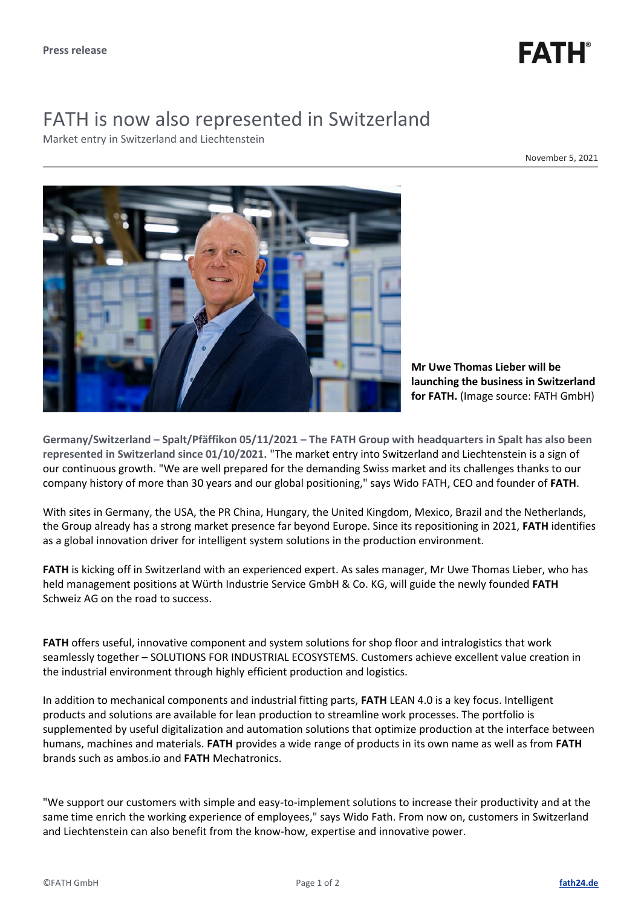Press release

# FATH is now also represented in Switzerland

Market entry in Switzerland and Liechtenstein

November 5, 2021

**Mr Uwe Thomas Lieber will be launching the business in Switzerland for FATH.** (Image source: FATH GmbH)

**Germany/Switzerland – Spalt/Pfäffikon 05/11/2021 – The FATH Group with headquarters in Spalt has also been represented in Switzerland since 01/10/2021.** "The market entry into Switzerland and Liechtenstein is a sign of our continuous growth. "We are well prepared for the demanding Swiss market and its challenges thanks to our company history of more than 30 years and our global positioning," says Wido FATH, CEO and founder of **FATH**.

With sites in Germany, the USA, the PR China, Hungary, the United Kingdom, Mexico, Brazil and the Netherlands, the Group already has a strong market presence far beyond Europe. Since its repositioning in 2021, **FATH** identifies as a global innovation driver for intelligent system solutions in the production environment.

**FATH** is kicking off in Switzerland with an experienced expert. As sales manager, Mr Uwe Thomas Lieber, who has held management positions at Würth Industrie Service GmbH & Co. KG, will guide the newly founded **FATH** Schweiz AG on the road to success.

**FATH** offers useful, innovative component and system solutions for shop floor and intralogistics that work seamlessly together – SOLUTIONS FOR INDUSTRIAL ECOSYSTEMS. Customers achieve excellent value creation in the industrial environment through highly efficient production and logistics.

In addition to mechanical components and industrial fitting parts, **FATH** LEAN 4.0 is a key focus. Intelligent products and solutions are available for lean production to streamline work processes. The portfolio is supplemented by useful digitalization and automation solutions that optimize production at the interface between humans, machines and materials. **FATH** provides a wide range of products in its own name as well as from **FATH** brands such as ambos.io and **FATH** Mechatronics.

"We support our customers with simple and easy-to-implement solutions to increase their productivity and at the same time enrich the working experience of employees," says Wido Fath. From now on, customers in Switzerland and Liechtenstein can also benefit from the know-how, expertise and innovative power.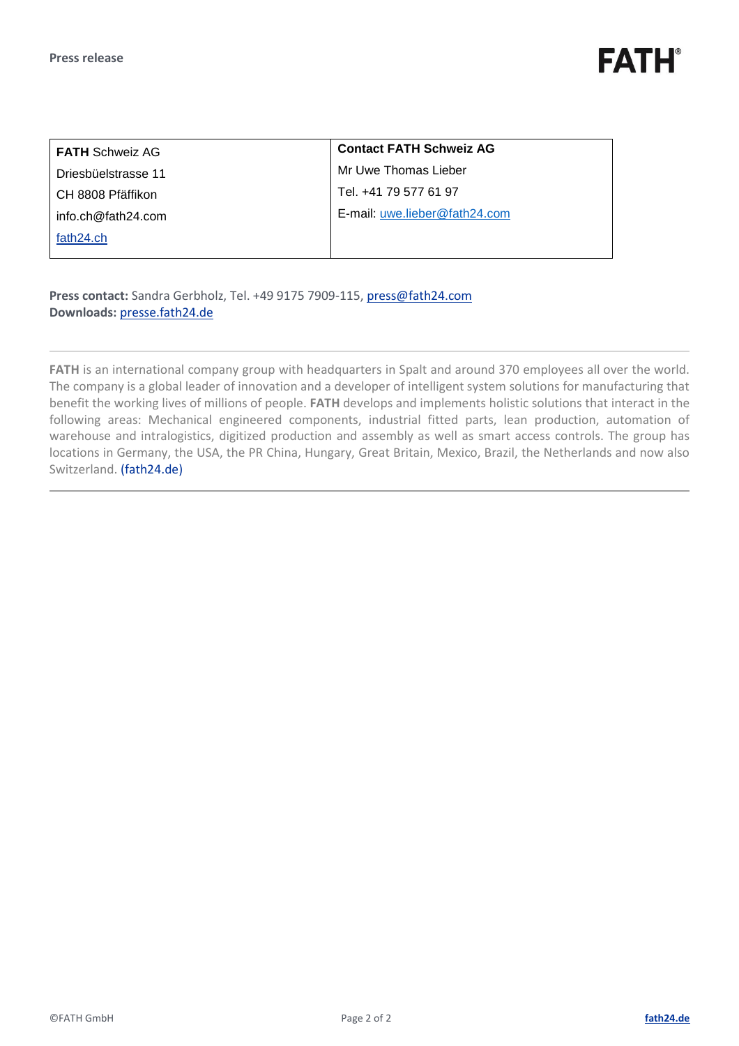| **FATH** Schweiz AG | **Contact FATH Schweiz AG** |
| --- | --- |
| Driesbüelstrasse 11 | Mr Uwe Thomas Lieber |
| CH 8808 Pfäffikon | Tel. +41 79 577 61 97 |
| info.ch@fath24.com | E-mail: uwe.lieber@fath24.com |
| fath24.ch | |

**Press contact:** Sandra Gerbholz, Tel. +49 9175 7909-115, press@fath24.com
**Downloads:** presse.fath24.de

---

**FATH** is an international company group with headquarters in Spalt and around 370 employees all over the world. The company is a global leader of innovation and a developer of intelligent system solutions for manufacturing that benefit the working lives of millions of people. **FATH** develops and implements holistic solutions that interact in the following areas: Mechanical engineered components, industrial fitted parts, lean production, automation of warehouse and intralogistics, digitized production and assembly as well as smart access controls. The group has locations in Germany, the USA, the PR China, Hungary, Great Britain, Mexico, Brazil, the Netherlands and now also Switzerland. (fath24.de)

---